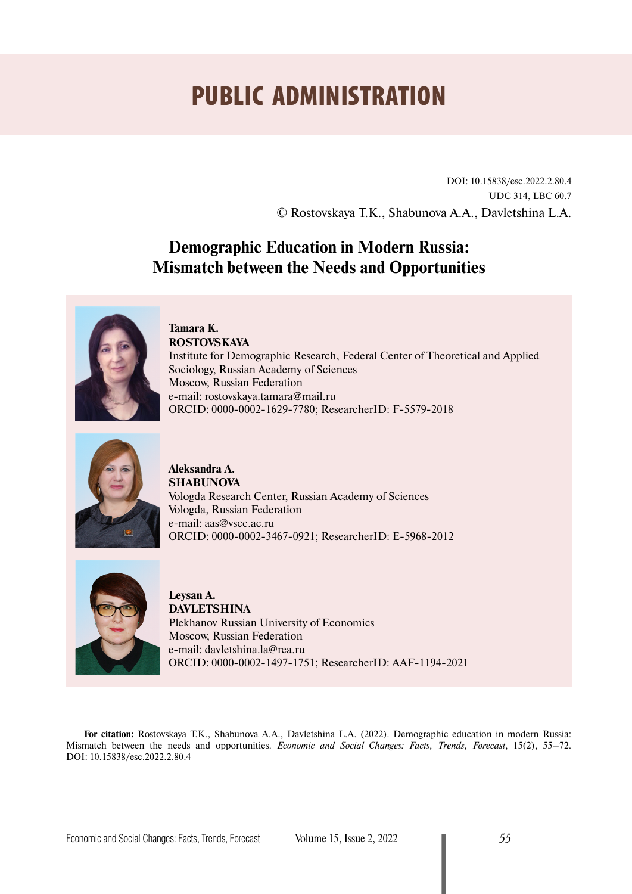# PUBLIC ADMINISTRATION

DOI: 10.15838/esc.2022.2.80.4
UDC 314, LBC 60.7
© Rostovskaya T.K., Shabunova A.A., Davletshina L.A.

## Demographic Education in Modern Russia: Mismatch between the Needs and Opportunities

**Tamara K. ROSTOVSKAYA**
Institute for Demographic Research, Federal Center of Theoretical and Applied Sociology, Russian Academy of Sciences
Moscow, Russian Federation
e-mail: rostovskaya.tamara@mail.ru
ORCID: 0000-0002-1629-7780; ResearcherID: F-5579-2018

**Aleksandra A. SHABUNOVA**
Vologda Research Center, Russian Academy of Sciences
Vologda, Russian Federation
e-mail: aas@vscc.ac.ru
ORCID: 0000-0002-3467-0921; ResearcherID: E-5968-2012

**Leysan A. DAVLETSHINA**
Plekhanov Russian University of Economics
Moscow, Russian Federation
e-mail: davletshina.la@rea.ru
ORCID: 0000-0002-1497-1751; ResearcherID: AAF-1194-2021

---

**For citation:** Rostovskaya T.K., Shabunova A.A., Davletshina L.A. (2022). Demographic education in modern Russia: Mismatch between the needs and opportunities. *Economic and Social Changes: Facts, Trends, Forecast*, 15(2), 55–72. DOI: 10.15838/esc.2022.2.80.4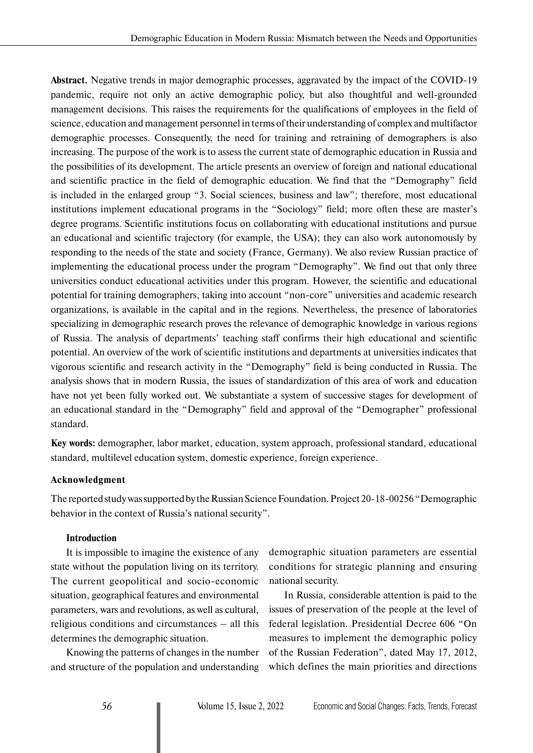**Abstract.** Negative trends in major demographic processes, aggravated by the impact of the COVID-19 pandemic, require not only an active demographic policy, but also thoughtful and well-grounded management decisions. This raises the requirements for the qualifications of employees in the field of science, education and management personnel in terms of their understanding of complex and multifactor demographic processes. Consequently, the need for training and retraining of demographers is also increasing. The purpose of the work is to assess the current state of demographic education in Russia and the possibilities of its development. The article presents an overview of foreign and national educational and scientific practice in the field of demographic education. We find that the "Demography" field is included in the enlarged group "3. Social sciences, business and law"; therefore, most educational institutions implement educational programs in the "Sociology" field; more often these are master's degree programs. Scientific institutions focus on collaborating with educational institutions and pursue an educational and scientific trajectory (for example, the USA); they can also work autonomously by responding to the needs of the state and society (France, Germany). We also review Russian practice of implementing the educational process under the program "Demography". We find out that only three universities conduct educational activities under this program. However, the scientific and educational potential for training demographers, taking into account "non-core" universities and academic research organizations, is available in the capital and in the regions. Nevertheless, the presence of laboratories specializing in demographic research proves the relevance of demographic knowledge in various regions of Russia. The analysis of departments' teaching staff confirms their high educational and scientific potential. An overview of the work of scientific institutions and departments at universities indicates that vigorous scientific and research activity in the "Demography" field is being conducted in Russia. The analysis shows that in modern Russia, the issues of standardization of this area of work and education have not yet been fully worked out. We substantiate a system of successive stages for development of an educational standard in the "Demography" field and approval of the "Demographer" professional standard.

**Key words:** demographer, labor market, education, system approach, professional standard, educational standard, multilevel education system, domestic experience, foreign experience.

**Acknowledgment**

The reported study was supported by the Russian Science Foundation. Project 20-18-00256 "Demographic behavior in the context of Russia's national security".

## Introduction

It is impossible to imagine the existence of any state without the population living on its territory. The current geopolitical and socio-economic situation, geographical features and environmental parameters, wars and revolutions, as well as cultural, religious conditions and circumstances – all this determines the demographic situation.

Knowing the patterns of changes in the number and structure of the population and understanding demographic situation parameters are essential conditions for strategic planning and ensuring national security.

In Russia, considerable attention is paid to the issues of preservation of the people at the level of federal legislation. Presidential Decree 606 "On measures to implement the demographic policy of the Russian Federation", dated May 17, 2012, which defines the main priorities and directions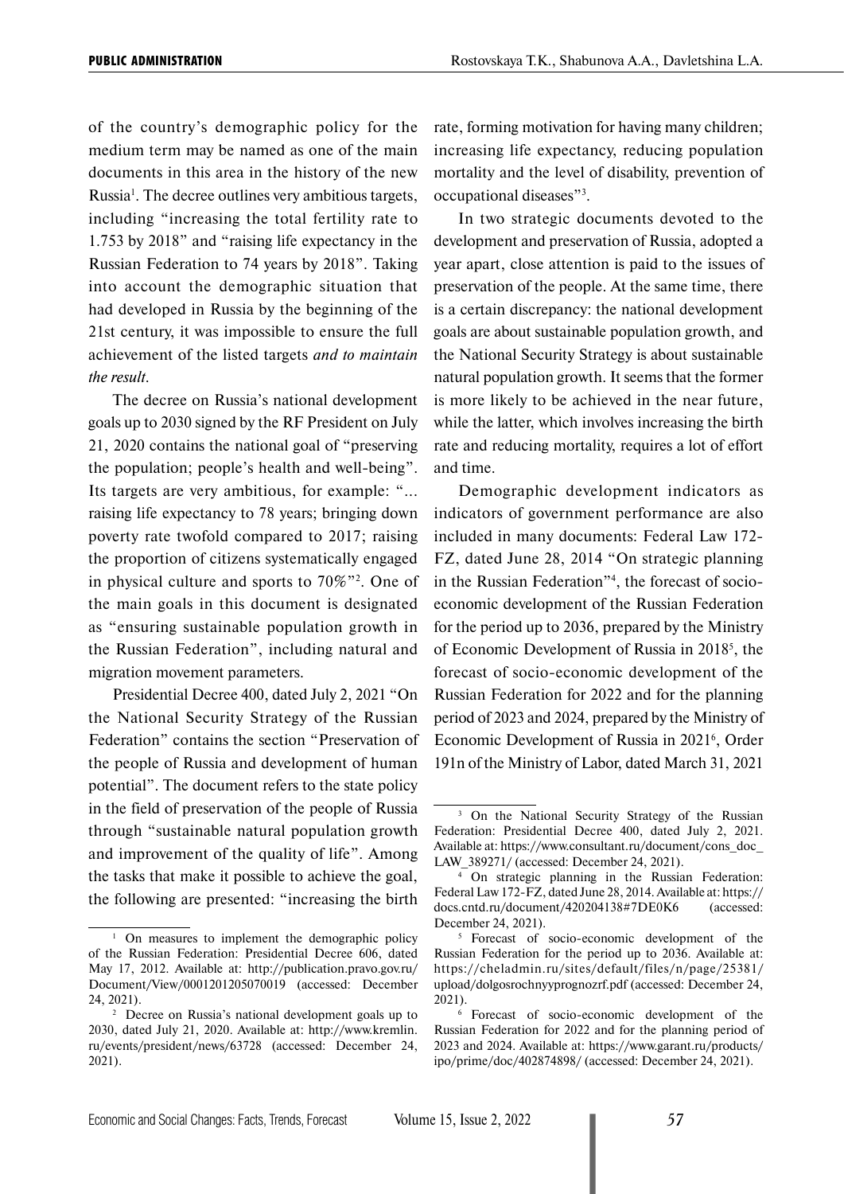of the country's demographic policy for the medium term may be named as one of the main documents in this area in the history of the new Russia[1]. The decree outlines very ambitious targets, including "increasing the total fertility rate to 1.753 by 2018" and "raising life expectancy in the Russian Federation to 74 years by 2018". Taking into account the demographic situation that had developed in Russia by the beginning of the 21st century, it was impossible to ensure the full achievement of the listed targets *and to maintain the result*.

The decree on Russia's national development goals up to 2030 signed by the RF President on July 21, 2020 contains the national goal of "preserving the population; people's health and well-being". Its targets are very ambitious, for example: "... raising life expectancy to 78 years; bringing down poverty rate twofold compared to 2017; raising the proportion of citizens systematically engaged in physical culture and sports to 70%"[2]. One of the main goals in this document is designated as "ensuring sustainable population growth in the Russian Federation", including natural and migration movement parameters.

Presidential Decree 400, dated July 2, 2021 "On the National Security Strategy of the Russian Federation" contains the section "Preservation of the people of Russia and development of human potential". The document refers to the state policy in the field of preservation of the people of Russia through "sustainable natural population growth and improvement of the quality of life". Among the tasks that make it possible to achieve the goal, the following are presented: "increasing the birth rate, forming motivation for having many children; increasing life expectancy, reducing population mortality and the level of disability, prevention of occupational diseases"[3].

In two strategic documents devoted to the development and preservation of Russia, adopted a year apart, close attention is paid to the issues of preservation of the people. At the same time, there is a certain discrepancy: the national development goals are about sustainable population growth, and the National Security Strategy is about sustainable natural population growth. It seems that the former is more likely to be achieved in the near future, while the latter, which involves increasing the birth rate and reducing mortality, requires a lot of effort and time.

Demographic development indicators as indicators of government performance are also included in many documents: Federal Law 172-FZ, dated June 28, 2014 "On strategic planning in the Russian Federation"[4], the forecast of socio-economic development of the Russian Federation for the period up to 2036, prepared by the Ministry of Economic Development of Russia in 2018[5], the forecast of socio-economic development of the Russian Federation for 2022 and for the planning period of 2023 and 2024, prepared by the Ministry of Economic Development of Russia in 2021[6], Order 191n of the Ministry of Labor, dated March 31, 2021

---

[1] On measures to implement the demographic policy of the Russian Federation: Presidential Decree 606, dated May 17, 2012. Available at: http://publication.pravo.gov.ru/Document/View/0001201205070019 (accessed: December 24, 2021).

[2] Decree on Russia's national development goals up to 2030, dated July 21, 2020. Available at: http://www.kremlin.ru/events/president/news/63728 (accessed: December 24, 2021).

[3] On the National Security Strategy of the Russian Federation: Presidential Decree 400, dated July 2, 2021. Available at: https://www.consultant.ru/document/cons_doc_LAW_389271/ (accessed: December 24, 2021).

[4] On strategic planning in the Russian Federation: Federal Law 172-FZ, dated June 28, 2014. Available at: https://docs.cntd.ru/document/420204138#7DE0K6 (accessed: December 24, 2021).

[5] Forecast of socio-economic development of the Russian Federation for the period up to 2036. Available at: https://cheladmin.ru/sites/default/files/n/page/25381/upload/dolgosrochnyyprognozrf.pdf (accessed: December 24, 2021).

[6] Forecast of socio-economic development of the Russian Federation for 2022 and for the planning period of 2023 and 2024. Available at: https://www.garant.ru/products/ipo/prime/doc/402874898/ (accessed: December 24, 2021).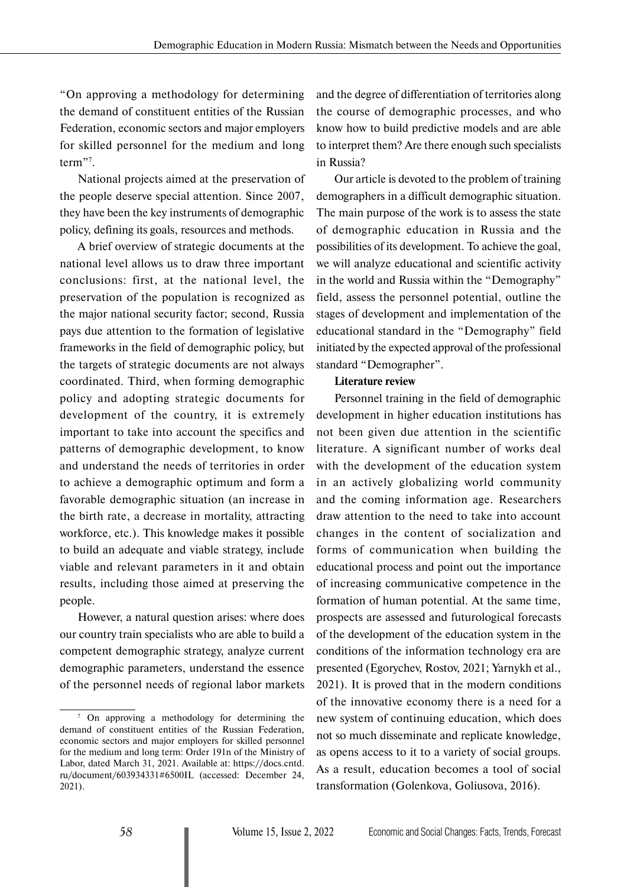"On approving a methodology for determining the demand of constituent entities of the Russian Federation, economic sectors and major employers for skilled personnel for the medium and long term"[7].

National projects aimed at the preservation of the people deserve special attention. Since 2007, they have been the key instruments of demographic policy, defining its goals, resources and methods.

A brief overview of strategic documents at the national level allows us to draw three important conclusions: first, at the national level, the preservation of the population is recognized as the major national security factor; second, Russia pays due attention to the formation of legislative frameworks in the field of demographic policy, but the targets of strategic documents are not always coordinated. Third, when forming demographic policy and adopting strategic documents for development of the country, it is extremely important to take into account the specifics and patterns of demographic development, to know and understand the needs of territories in order to achieve a demographic optimum and form a favorable demographic situation (an increase in the birth rate, a decrease in mortality, attracting workforce, etc.). This knowledge makes it possible to build an adequate and viable strategy, include viable and relevant parameters in it and obtain results, including those aimed at preserving the people.

However, a natural question arises: where does our country train specialists who are able to build a competent demographic strategy, analyze current demographic parameters, understand the essence of the personnel needs of regional labor markets and the degree of differentiation of territories along the course of demographic processes, and who know how to build predictive models and are able to interpret them? Are there enough such specialists in Russia?

Our article is devoted to the problem of training demographers in a difficult demographic situation. The main purpose of the work is to assess the state of demographic education in Russia and the possibilities of its development. To achieve the goal, we will analyze educational and scientific activity in the world and Russia within the "Demography" field, assess the personnel potential, outline the stages of development and implementation of the educational standard in the "Demography" field initiated by the expected approval of the professional standard "Demographer".

**Literature review**

Personnel training in the field of demographic development in higher education institutions has not been given due attention in the scientific literature. A significant number of works deal with the development of the education system in an actively globalizing world community and the coming information age. Researchers draw attention to the need to take into account changes in the content of socialization and forms of communication when building the educational process and point out the importance of increasing communicative competence in the formation of human potential. At the same time, prospects are assessed and futurological forecasts of the development of the education system in the conditions of the information technology era are presented (Egorychev, Rostov, 2021; Yarnykh et al., 2021). It is proved that in the modern conditions of the innovative economy there is a need for a new system of continuing education, which does not so much disseminate and replicate knowledge, as opens access to it to a variety of social groups. As a result, education becomes a tool of social transformation (Golenkova, Goliusova, 2016).

---

[7] On approving a methodology for determining the demand of constituent entities of the Russian Federation, economic sectors and major employers for skilled personnel for the medium and long term: Order 191n of the Ministry of Labor, dated March 31, 2021. Available at: https://docs.cntd.ru/document/603934331#6500IL (accessed: December 24, 2021).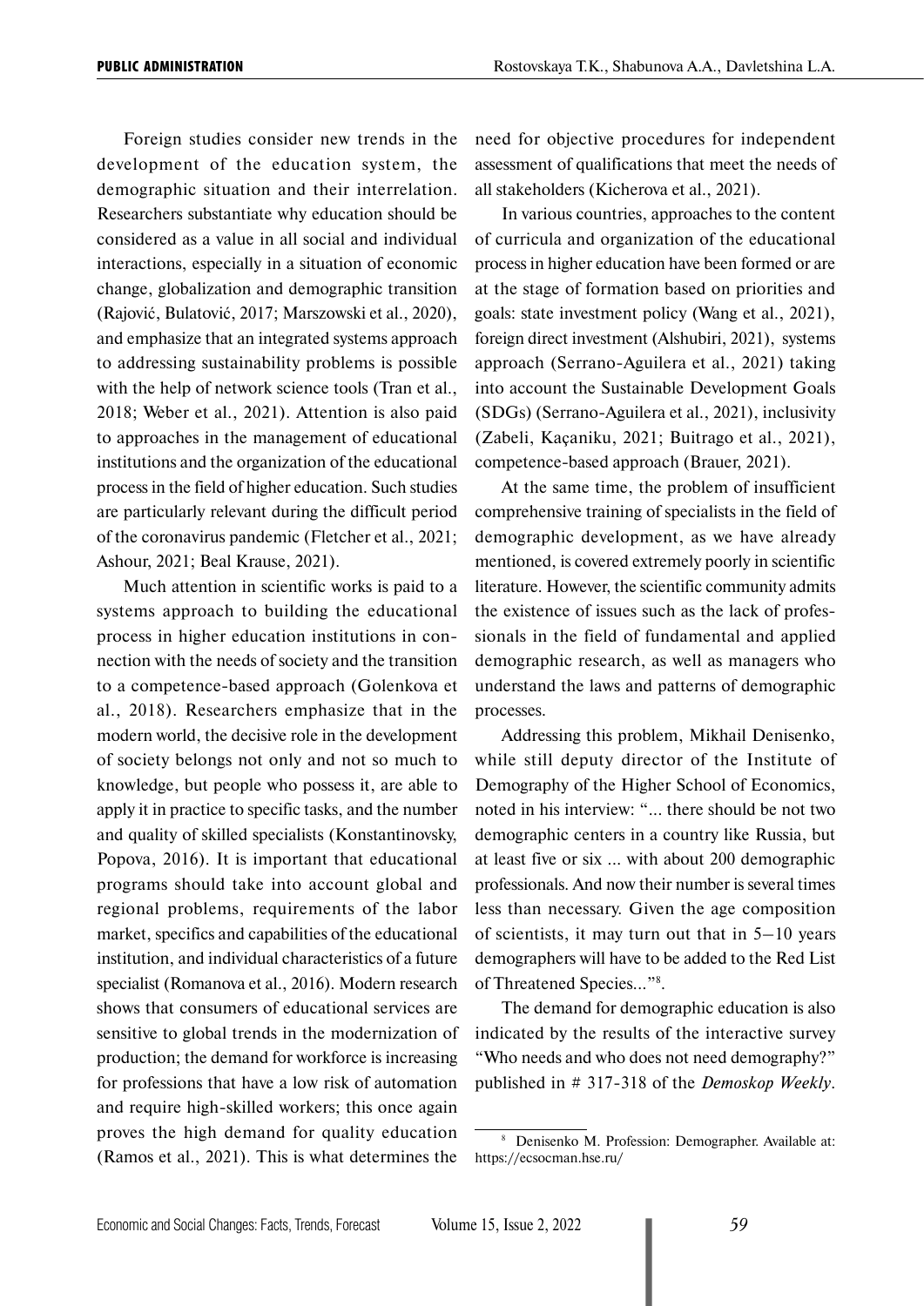Foreign studies consider new trends in the development of the education system, the demographic situation and their interrelation. Researchers substantiate why education should be considered as a value in all social and individual interactions, especially in a situation of economic change, globalization and demographic transition (Rajović, Bulatović, 2017; Marszowski et al., 2020), and emphasize that an integrated systems approach to addressing sustainability problems is possible with the help of network science tools (Tran et al., 2018; Weber et al., 2021). Attention is also paid to approaches in the management of educational institutions and the organization of the educational process in the field of higher education. Such studies are particularly relevant during the difficult period of the coronavirus pandemic (Fletcher et al., 2021; Ashour, 2021; Beal Krause, 2021).

Much attention in scientific works is paid to a systems approach to building the educational process in higher education institutions in connection with the needs of society and the transition to a competence-based approach (Golenkova et al., 2018). Researchers emphasize that in the modern world, the decisive role in the development of society belongs not only and not so much to knowledge, but people who possess it, are able to apply it in practice to specific tasks, and the number and quality of skilled specialists (Konstantinovsky, Popova, 2016). It is important that educational programs should take into account global and regional problems, requirements of the labor market, specifics and capabilities of the educational institution, and individual characteristics of a future specialist (Romanova et al., 2016). Modern research shows that consumers of educational services are sensitive to global trends in the modernization of production; the demand for workforce is increasing for professions that have a low risk of automation and require high-skilled workers; this once again proves the high demand for quality education (Ramos et al., 2021). This is what determines the need for objective procedures for independent assessment of qualifications that meet the needs of all stakeholders (Kicherova et al., 2021).

In various countries, approaches to the content of curricula and organization of the educational process in higher education have been formed or are at the stage of formation based on priorities and goals: state investment policy (Wang et al., 2021), foreign direct investment (Alshubiri, 2021), systems approach (Serrano-Aguilera et al., 2021) taking into account the Sustainable Development Goals (SDGs) (Serrano-Aguilera et al., 2021), inclusivity (Zabeli, Kaçaniku, 2021; Buitrago et al., 2021), competence-based approach (Brauer, 2021).

At the same time, the problem of insufficient comprehensive training of specialists in the field of demographic development, as we have already mentioned, is covered extremely poorly in scientific literature. However, the scientific community admits the existence of issues such as the lack of professionals in the field of fundamental and applied demographic research, as well as managers who understand the laws and patterns of demographic processes.

Addressing this problem, Mikhail Denisenko, while still deputy director of the Institute of Demography of the Higher School of Economics, noted in his interview: "... there should be not two demographic centers in a country like Russia, but at least five or six ... with about 200 demographic professionals. And now their number is several times less than necessary. Given the age composition of scientists, it may turn out that in 5–10 years demographers will have to be added to the Red List of Threatened Species..."[8].

The demand for demographic education is also indicated by the results of the interactive survey "Who needs and who does not need demography?" published in # 317-318 of the *Demoskop Weekly*.

---

[8] Denisenko M. Profession: Demographer. Available at: https://ecsocman.hse.ru/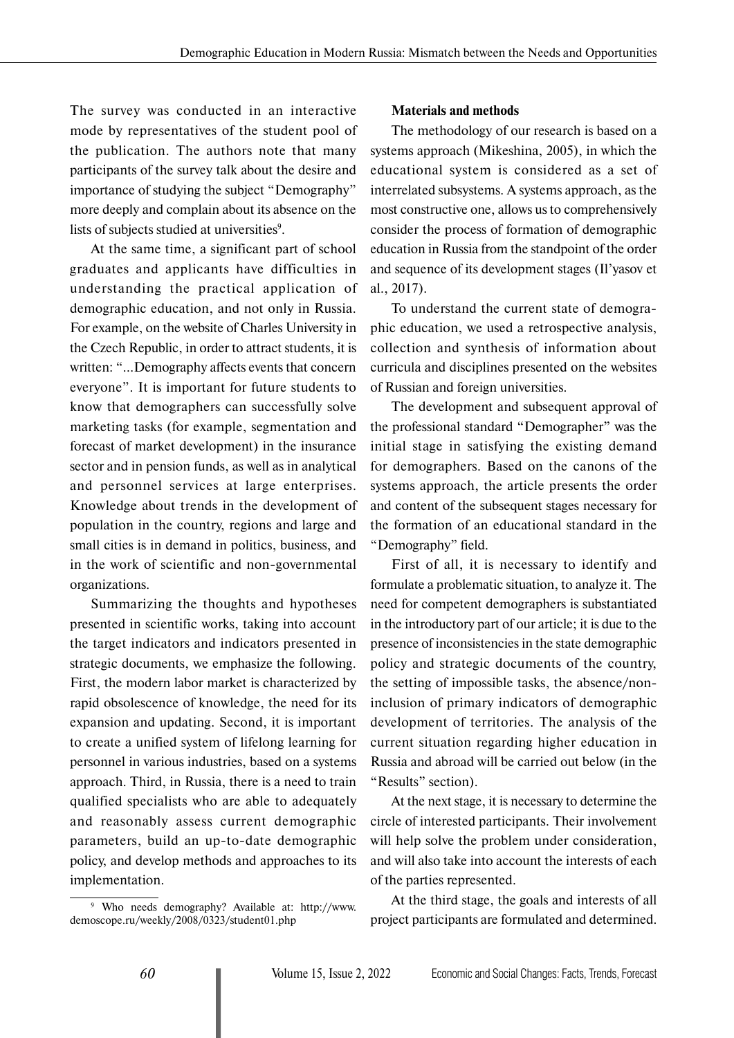The survey was conducted in an interactive mode by representatives of the student pool of the publication. The authors note that many participants of the survey talk about the desire and importance of studying the subject "Demography" more deeply and complain about its absence on the lists of subjects studied at universities[9].

At the same time, a significant part of school graduates and applicants have difficulties in understanding the practical application of demographic education, and not only in Russia. For example, on the website of Charles University in the Czech Republic, in order to attract students, it is written: "...Demography affects events that concern everyone". It is important for future students to know that demographers can successfully solve marketing tasks (for example, segmentation and forecast of market development) in the insurance sector and in pension funds, as well as in analytical and personnel services at large enterprises. Knowledge about trends in the development of population in the country, regions and large and small cities is in demand in politics, business, and in the work of scientific and non-governmental organizations.

Summarizing the thoughts and hypotheses presented in scientific works, taking into account the target indicators and indicators presented in strategic documents, we emphasize the following. First, the modern labor market is characterized by rapid obsolescence of knowledge, the need for its expansion and updating. Second, it is important to create a unified system of lifelong learning for personnel in various industries, based on a systems approach. Third, in Russia, there is a need to train qualified specialists who are able to adequately and reasonably assess current demographic parameters, build an up-to-date demographic policy, and develop methods and approaches to its implementation.

[9] Who needs demography? Available at: http://www.demoscope.ru/weekly/2008/0323/student01.php

**Materials and methods**

The methodology of our research is based on a systems approach (Mikeshina, 2005), in which the educational system is considered as a set of interrelated subsystems. A systems approach, as the most constructive one, allows us to comprehensively consider the process of formation of demographic education in Russia from the standpoint of the order and sequence of its development stages (Il'yasov et al., 2017).

To understand the current state of demographic education, we used a retrospective analysis, collection and synthesis of information about curricula and disciplines presented on the websites of Russian and foreign universities.

The development and subsequent approval of the professional standard "Demographer" was the initial stage in satisfying the existing demand for demographers. Based on the canons of the systems approach, the article presents the order and content of the subsequent stages necessary for the formation of an educational standard in the "Demography" field.

First of all, it is necessary to identify and formulate a problematic situation, to analyze it. The need for competent demographers is substantiated in the introductory part of our article; it is due to the presence of inconsistencies in the state demographic policy and strategic documents of the country, the setting of impossible tasks, the absence/non-inclusion of primary indicators of demographic development of territories. The analysis of the current situation regarding higher education in Russia and abroad will be carried out below (in the "Results" section).

At the next stage, it is necessary to determine the circle of interested participants. Their involvement will help solve the problem under consideration, and will also take into account the interests of each of the parties represented.

At the third stage, the goals and interests of all project participants are formulated and determined.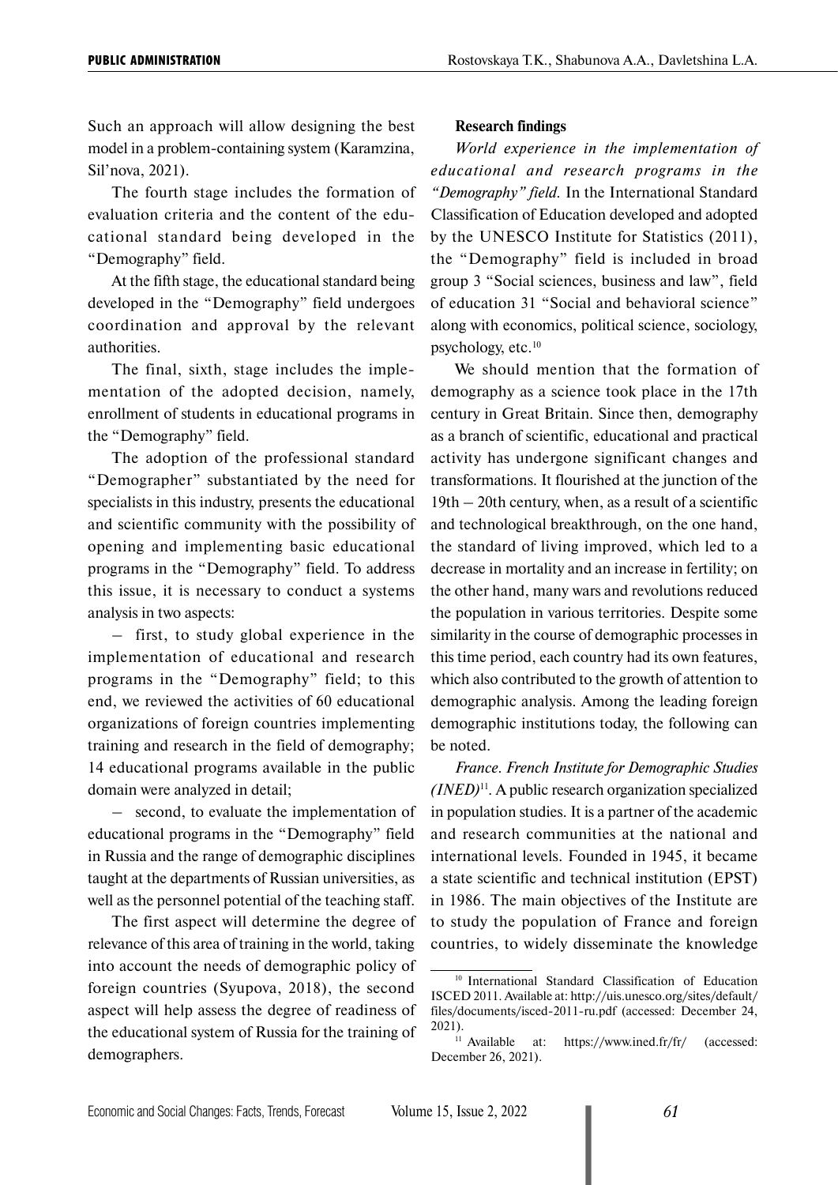Such an approach will allow designing the best model in a problem-containing system (Karamzina, Sil'nova, 2021).

The fourth stage includes the formation of evaluation criteria and the content of the educational standard being developed in the "Demography" field.

At the fifth stage, the educational standard being developed in the "Demography" field undergoes coordination and approval by the relevant authorities.

The final, sixth, stage includes the implementation of the adopted decision, namely, enrollment of students in educational programs in the "Demography" field.

The adoption of the professional standard "Demographer" substantiated by the need for specialists in this industry, presents the educational and scientific community with the possibility of opening and implementing basic educational programs in the "Demography" field. To address this issue, it is necessary to conduct a systems analysis in two aspects:

– first, to study global experience in the implementation of educational and research programs in the "Demography" field; to this end, we reviewed the activities of 60 educational organizations of foreign countries implementing training and research in the field of demography; 14 educational programs available in the public domain were analyzed in detail;

– second, to evaluate the implementation of educational programs in the "Demography" field in Russia and the range of demographic disciplines taught at the departments of Russian universities, as well as the personnel potential of the teaching staff.

The first aspect will determine the degree of relevance of this area of training in the world, taking into account the needs of demographic policy of foreign countries (Syupova, 2018), the second aspect will help assess the degree of readiness of the educational system of Russia for the training of demographers.

**Research findings**

*World experience in the implementation of educational and research programs in the "Demography" field.* In the International Standard Classification of Education developed and adopted by the UNESCO Institute for Statistics (2011), the "Demography" field is included in broad group 3 "Social sciences, business and law", field of education 31 "Social and behavioral science" along with economics, political science, sociology, psychology, etc.[10]

We should mention that the formation of demography as a science took place in the 17th century in Great Britain. Since then, demography as a branch of scientific, educational and practical activity has undergone significant changes and transformations. It flourished at the junction of the 19th – 20th century, when, as a result of a scientific and technological breakthrough, on the one hand, the standard of living improved, which led to a decrease in mortality and an increase in fertility; on the other hand, many wars and revolutions reduced the population in various territories. Despite some similarity in the course of demographic processes in this time period, each country had its own features, which also contributed to the growth of attention to demographic analysis. Among the leading foreign demographic institutions today, the following can be noted.

*France. French Institute for Demographic Studies (INED)*[11]. A public research organization specialized in population studies. It is a partner of the academic and research communities at the national and international levels. Founded in 1945, it became a state scientific and technical institution (EPST) in 1986. The main objectives of the Institute are to study the population of France and foreign countries, to widely disseminate the knowledge

[10] International Standard Classification of Education ISCED 2011. Available at: http://uis.unesco.org/sites/default/files/documents/isced-2011-ru.pdf (accessed: December 24, 2021).

[11] Available at: https://www.ined.fr/fr/ (accessed: December 26, 2021).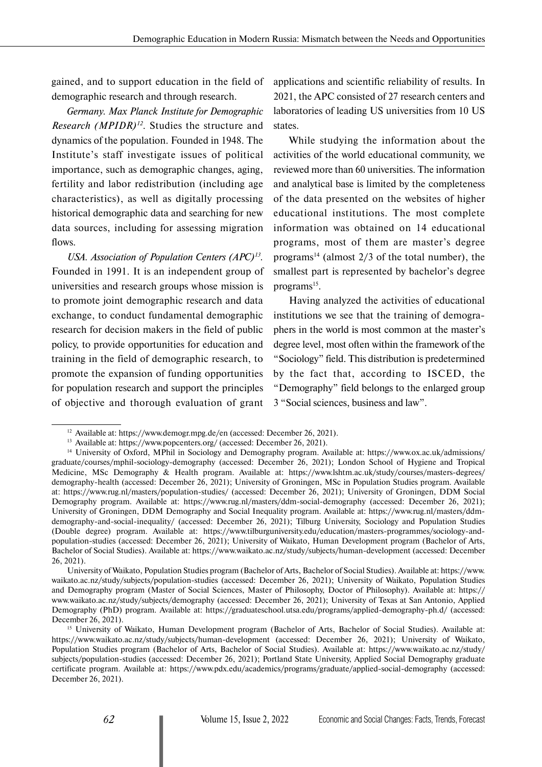gained, and to support education in the field of demographic research and through research.

*Germany. Max Planck Institute for Demographic Research (MPIDR)*[12]. Studies the structure and dynamics of the population. Founded in 1948. The Institute's staff investigate issues of political importance, such as demographic changes, aging, fertility and labor redistribution (including age characteristics), as well as digitally processing historical demographic data and searching for new data sources, including for assessing migration flows.

*USA. Association of Population Centers (APC)*[13]. Founded in 1991. It is an independent group of universities and research groups whose mission is to promote joint demographic research and data exchange, to conduct fundamental demographic research for decision makers in the field of public policy, to provide opportunities for education and training in the field of demographic research, to promote the expansion of funding opportunities for population research and support the principles of objective and thorough evaluation of grant applications and scientific reliability of results. In 2021, the APC consisted of 27 research centers and laboratories of leading US universities from 10 US states.

While studying the information about the activities of the world educational community, we reviewed more than 60 universities. The information and analytical base is limited by the completeness of the data presented on the websites of higher educational institutions. The most complete information was obtained on 14 educational programs, most of them are master's degree programs[14] (almost 2/3 of the total number), the smallest part is represented by bachelor's degree programs[15].

Having analyzed the activities of educational institutions we see that the training of demographers in the world is most common at the master's degree level, most often within the framework of the "Sociology" field. This distribution is predetermined by the fact that, according to ISCED, the "Demography" field belongs to the enlarged group 3 "Social sciences, business and law".

---

[12] Available at: https://www.demogr.mpg.de/en (accessed: December 26, 2021).

[13] Available at: https://www.popcenters.org/ (accessed: December 26, 2021).

[14] University of Oxford, MPhil in Sociology and Demography program. Available at: https://www.ox.ac.uk/admissions/graduate/courses/mphil-sociology-demography (accessed: December 26, 2021); London School of Hygiene and Tropical Medicine, MSc Demography & Health program. Available at: https://www.lshtm.ac.uk/study/courses/masters-degrees/demography-health (accessed: December 26, 2021); University of Groningen, MSc in Population Studies program. Available at: https://www.rug.nl/masters/population-studies/ (accessed: December 26, 2021); University of Groningen, DDM Social Demography program. Available at: https://www.rug.nl/masters/ddm-social-demography (accessed: December 26, 2021); University of Groningen, DDM Demography and Social Inequality program. Available at: https://www.rug.nl/masters/ddm-demography-and-social-inequality/ (accessed: December 26, 2021); Tilburg University, Sociology and Population Studies (Double degree) program. Available at: https://www.tilburguniversity.edu/education/masters-programmes/sociology-and-population-studies (accessed: December 26, 2021); University of Waikato, Human Development program (Bachelor of Arts, Bachelor of Social Studies). Available at: https://www.waikato.ac.nz/study/subjects/human-development (accessed: December 26, 2021).

University of Waikato, Population Studies program (Bachelor of Arts, Bachelor of Social Studies). Available at: https://www.waikato.ac.nz/study/subjects/population-studies (accessed: December 26, 2021); University of Waikato, Population Studies and Demography program (Master of Social Sciences, Master of Philosophy, Doctor of Philosophy). Available at: https://www.waikato.ac.nz/study/subjects/demography (accessed: December 26, 2021); University of Texas at San Antonio, Applied Demography (PhD) program. Available at: https://graduateschool.utsa.edu/programs/applied-demography-ph.d/ (accessed: December 26, 2021).

[15] University of Waikato, Human Development program (Bachelor of Arts, Bachelor of Social Studies). Available at: https://www.waikato.ac.nz/study/subjects/human-development (accessed: December 26, 2021); University of Waikato, Population Studies program (Bachelor of Arts, Bachelor of Social Studies). Available at: https://www.waikato.ac.nz/study/subjects/population-studies (accessed: December 26, 2021); Portland State University, Applied Social Demography graduate certificate program. Available at: https://www.pdx.edu/academics/programs/graduate/applied-social-demography (accessed: December 26, 2021).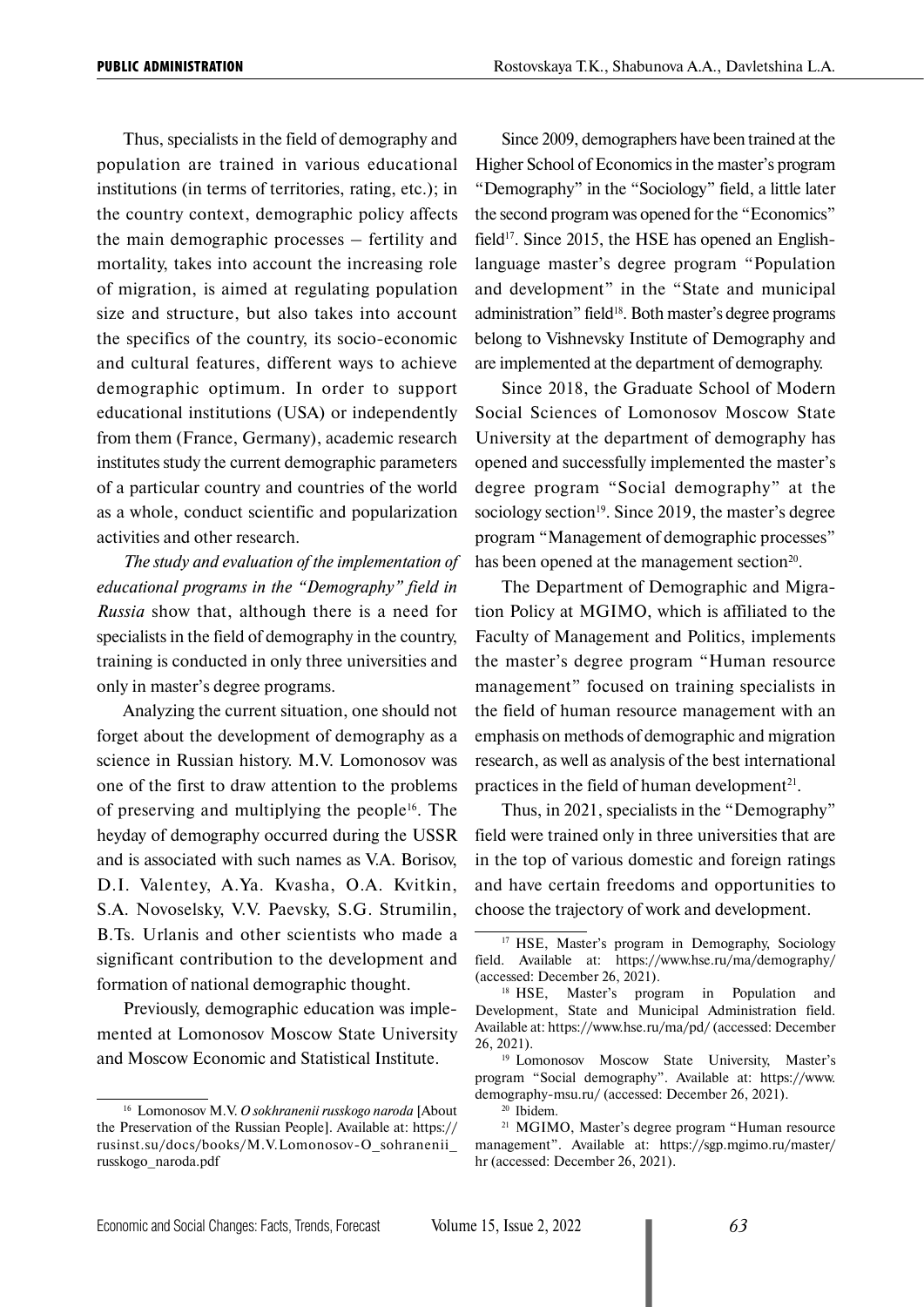Thus, specialists in the field of demography and population are trained in various educational institutions (in terms of territories, rating, etc.); in the country context, demographic policy affects the main demographic processes – fertility and mortality, takes into account the increasing role of migration, is aimed at regulating population size and structure, but also takes into account the specifics of the country, its socio-economic and cultural features, different ways to achieve demographic optimum. In order to support educational institutions (USA) or independently from them (France, Germany), academic research institutes study the current demographic parameters of a particular country and countries of the world as a whole, conduct scientific and popularization activities and other research.

*The study and evaluation of the implementation of educational programs in the "Demography" field in Russia* show that, although there is a need for specialists in the field of demography in the country, training is conducted in only three universities and only in master's degree programs.

Analyzing the current situation, one should not forget about the development of demography as a science in Russian history. M.V. Lomonosov was one of the first to draw attention to the problems of preserving and multiplying the people[16]. The heyday of demography occurred during the USSR and is associated with such names as V.A. Borisov, D.I. Valentey, A.Ya. Kvasha, O.A. Kvitkin, S.A. Novoselsky, V.V. Paevsky, S.G. Strumilin, B.Ts. Urlanis and other scientists who made a significant contribution to the development and formation of national demographic thought.

Previously, demographic education was implemented at Lomonosov Moscow State University and Moscow Economic and Statistical Institute.

Since 2009, demographers have been trained at the Higher School of Economics in the master's program "Demography" in the "Sociology" field, a little later the second program was opened for the "Economics" field[17]. Since 2015, the HSE has opened an English-language master's degree program "Population and development" in the "State and municipal administration" field[18]. Both master's degree programs belong to Vishnevsky Institute of Demography and are implemented at the department of demography.

Since 2018, the Graduate School of Modern Social Sciences of Lomonosov Moscow State University at the department of demography has opened and successfully implemented the master's degree program "Social demography" at the sociology section[19]. Since 2019, the master's degree program "Management of demographic processes" has been opened at the management section[20].

The Department of Demographic and Migration Policy at MGIMO, which is affiliated to the Faculty of Management and Politics, implements the master's degree program "Human resource management" focused on training specialists in the field of human resource management with an emphasis on methods of demographic and migration research, as well as analysis of the best international practices in the field of human development[21].

Thus, in 2021, specialists in the "Demography" field were trained only in three universities that are in the top of various domestic and foreign ratings and have certain freedoms and opportunities to choose the trajectory of work and development.

---

[16] Lomonosov M.V. *O sokhranenii russkogo naroda* [About the Preservation of the Russian People]. Available at: https://rusinst.su/docs/books/M.V.Lomonosov-O_sohranenii_russkogo_naroda.pdf

[17] HSE, Master's program in Demography, Sociology field. Available at: https://www.hse.ru/ma/demography/ (accessed: December 26, 2021).

[18] HSE, Master's program in Population and Development, State and Municipal Administration field. Available at: https://www.hse.ru/ma/pd/ (accessed: December 26, 2021).

[19] Lomonosov Moscow State University, Master's program "Social demography". Available at: https://www.demography-msu.ru/ (accessed: December 26, 2021).

[20] Ibidem.

[21] MGIMO, Master's degree program "Human resource management". Available at: https://sgp.mgimo.ru/master/hr (accessed: December 26, 2021).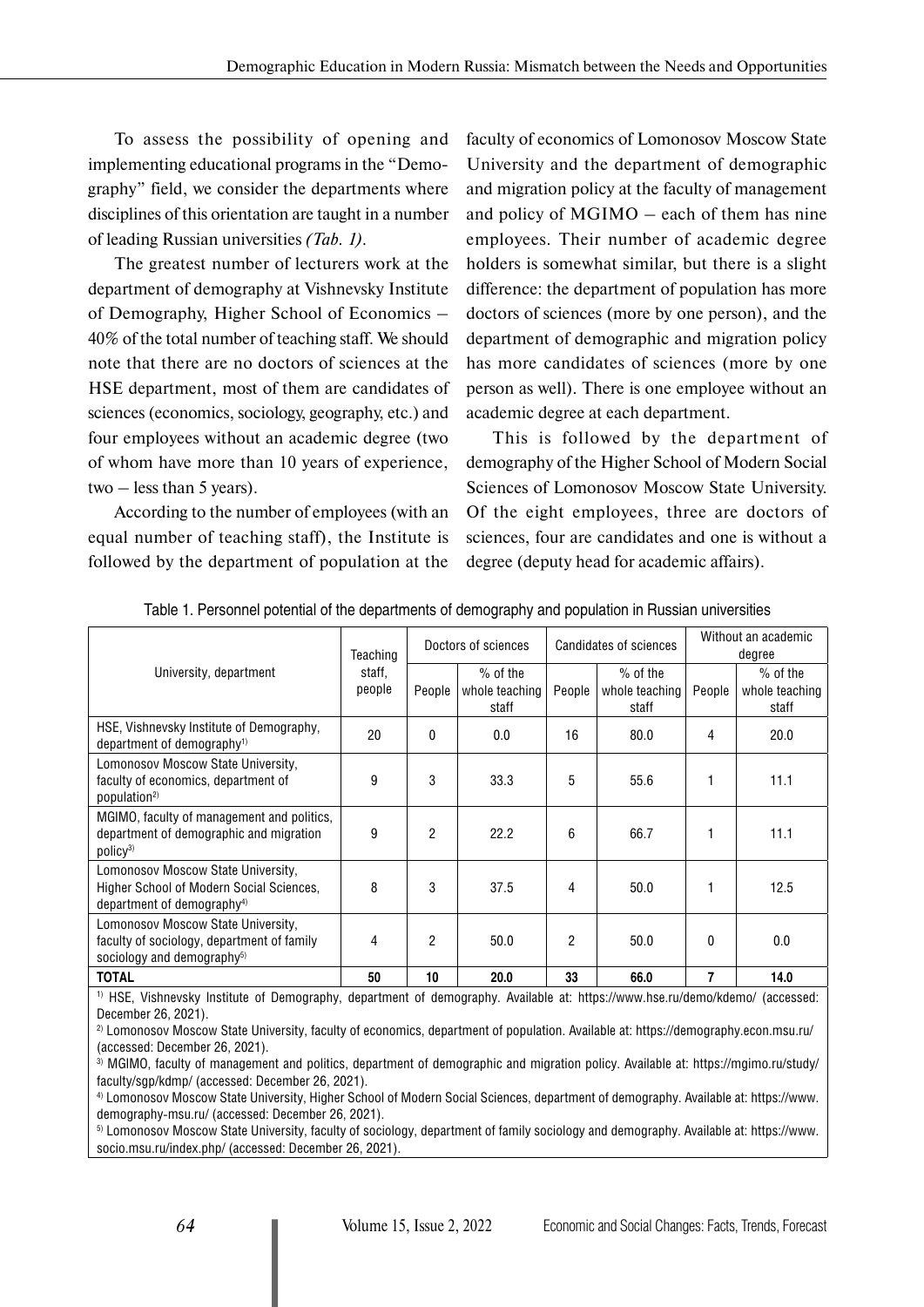To assess the possibility of opening and implementing educational programs in the "Demography" field, we consider the departments where disciplines of this orientation are taught in a number of leading Russian universities *(Tab. 1)*.

The greatest number of lecturers work at the department of demography at Vishnevsky Institute of Demography, Higher School of Economics – 40% of the total number of teaching staff. We should note that there are no doctors of sciences at the HSE department, most of them are candidates of sciences (economics, sociology, geography, etc.) and four employees without an academic degree (two of whom have more than 10 years of experience, two – less than 5 years).

According to the number of employees (with an equal number of teaching staff), the Institute is followed by the department of population at the faculty of economics of Lomonosov Moscow State University and the department of demographic and migration policy at the faculty of management and policy of MGIMO – each of them has nine employees. Their number of academic degree holders is somewhat similar, but there is a slight difference: the department of population has more doctors of sciences (more by one person), and the department of demographic and migration policy has more candidates of sciences (more by one person as well). There is one employee without an academic degree at each department.

This is followed by the department of demography of the Higher School of Modern Social Sciences of Lomonosov Moscow State University. Of the eight employees, three are doctors of sciences, four are candidates and one is without a degree (deputy head for academic affairs).

Table 1. Personnel potential of the departments of demography and population in Russian universities

| University, department | Teaching staff, people | Doctors of sciences | | Candidates of sciences | | Without an academic degree | |
|---|---|---|---|---|---|---|---|
| | | People | % of the whole teaching staff | People | % of the whole teaching staff | People | % of the whole teaching staff |
| HSE, Vishnevsky Institute of Demography, department of demography[1)] | 20 | 0 | 0.0 | 16 | 80.0 | 4 | 20.0 |
| Lomonosov Moscow State University, faculty of economics, department of population[2)] | 9 | 3 | 33.3 | 5 | 55.6 | 1 | 11.1 |
| MGIMO, faculty of management and politics, department of demographic and migration policy[3)] | 9 | 2 | 22.2 | 6 | 66.7 | 1 | 11.1 |
| Lomonosov Moscow State University, Higher School of Modern Social Sciences, department of demography[4)] | 8 | 3 | 37.5 | 4 | 50.0 | 1 | 12.5 |
| Lomonosov Moscow State University, faculty of sociology, department of family sociology and demography[5)] | 4 | 2 | 50.0 | 2 | 50.0 | 0 | 0.0 |
| **TOTAL** | **50** | **10** | **20.0** | **33** | **66.0** | **7** | **14.0** |

[1)] HSE, Vishnevsky Institute of Demography, department of demography. Available at: https://www.hse.ru/demo/kdemo/ (accessed: December 26, 2021).

[2)] Lomonosov Moscow State University, faculty of economics, department of population. Available at: https://demography.econ.msu.ru/ (accessed: December 26, 2021).

[3)] MGIMO, faculty of management and politics, department of demographic and migration policy. Available at: https://mgimo.ru/study/faculty/sgp/kdmp/ (accessed: December 26, 2021).

[4)] Lomonosov Moscow State University, Higher School of Modern Social Sciences, department of demography. Available at: https://www.demography-msu.ru/ (accessed: December 26, 2021).

[5)] Lomonosov Moscow State University, faculty of sociology, department of family sociology and demography. Available at: https://www.socio.msu.ru/index.php/ (accessed: December 26, 2021).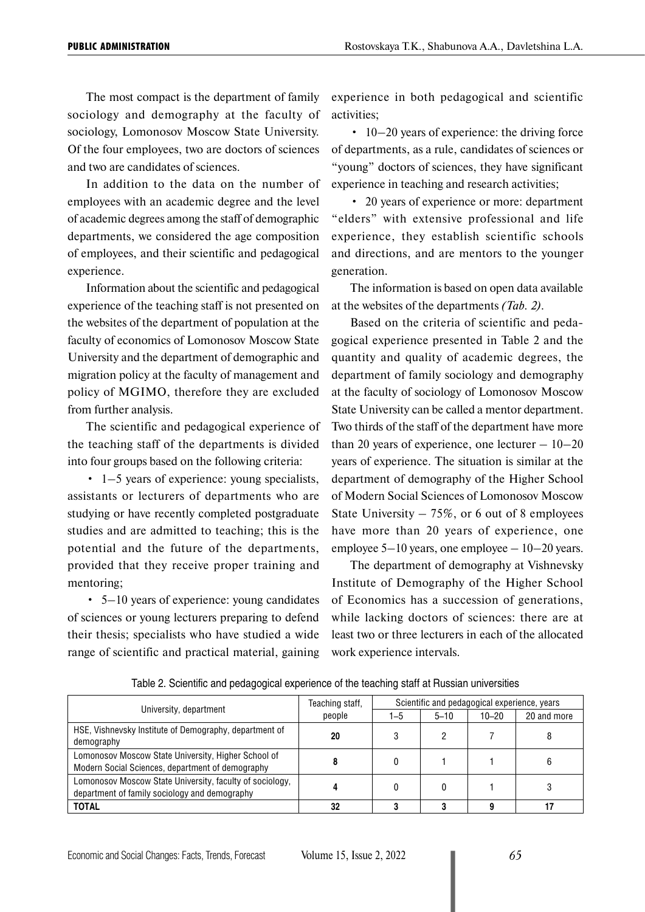The most compact is the department of family sociology and demography at the faculty of sociology, Lomonosov Moscow State University. Of the four employees, two are doctors of sciences and two are candidates of sciences.

In addition to the data on the number of employees with an academic degree and the level of academic degrees among the staff of demographic departments, we considered the age composition of employees, and their scientific and pedagogical experience.

Information about the scientific and pedagogical experience of the teaching staff is not presented on the websites of the department of population at the faculty of economics of Lomonosov Moscow State University and the department of demographic and migration policy at the faculty of management and policy of MGIMO, therefore they are excluded from further analysis.

The scientific and pedagogical experience of the teaching staff of the departments is divided into four groups based on the following criteria:

- 1–5 years of experience: young specialists, assistants or lecturers of departments who are studying or have recently completed postgraduate studies and are admitted to teaching; this is the potential and the future of the departments, provided that they receive proper training and mentoring;
- 5–10 years of experience: young candidates of sciences or young lecturers preparing to defend their thesis; specialists who have studied a wide range of scientific and practical material, gaining experience in both pedagogical and scientific activities;
- 10–20 years of experience: the driving force of departments, as a rule, candidates of sciences or "young" doctors of sciences, they have significant experience in teaching and research activities;
- 20 years of experience or more: department "elders" with extensive professional and life experience, they establish scientific schools and directions, and are mentors to the younger generation.

The information is based on open data available at the websites of the departments *(Tab. 2)*.

Based on the criteria of scientific and pedagogical experience presented in Table 2 and the quantity and quality of academic degrees, the department of family sociology and demography at the faculty of sociology of Lomonosov Moscow State University can be called a mentor department. Two thirds of the staff of the department have more than 20 years of experience, one lecturer – 10–20 years of experience. The situation is similar at the department of demography of the Higher School of Modern Social Sciences of Lomonosov Moscow State University – 75%, or 6 out of 8 employees have more than 20 years of experience, one employee 5–10 years, one employee – 10–20 years.

The department of demography at Vishnevsky Institute of Demography of the Higher School of Economics has a succession of generations, while lacking doctors of sciences: there are at least two or three lecturers in each of the allocated work experience intervals.

Table 2. Scientific and pedagogical experience of the teaching staff at Russian universities

| University, department | Teaching staff, people | Scientific and pedagogical experience, years | | | |
|---|---|---|---|---|---|
| | | 1–5 | 5–10 | 10–20 | 20 and more |
| HSE, Vishnevsky Institute of Demography, department of demography | **20** | 3 | 2 | 7 | 8 |
| Lomonosov Moscow State University, Higher School of Modern Social Sciences, department of demography | **8** | 0 | 1 | 1 | 6 |
| Lomonosov Moscow State University, faculty of sociology, department of family sociology and demography | **4** | 0 | 0 | 1 | 3 |
| **TOTAL** | **32** | **3** | **3** | **9** | **17** |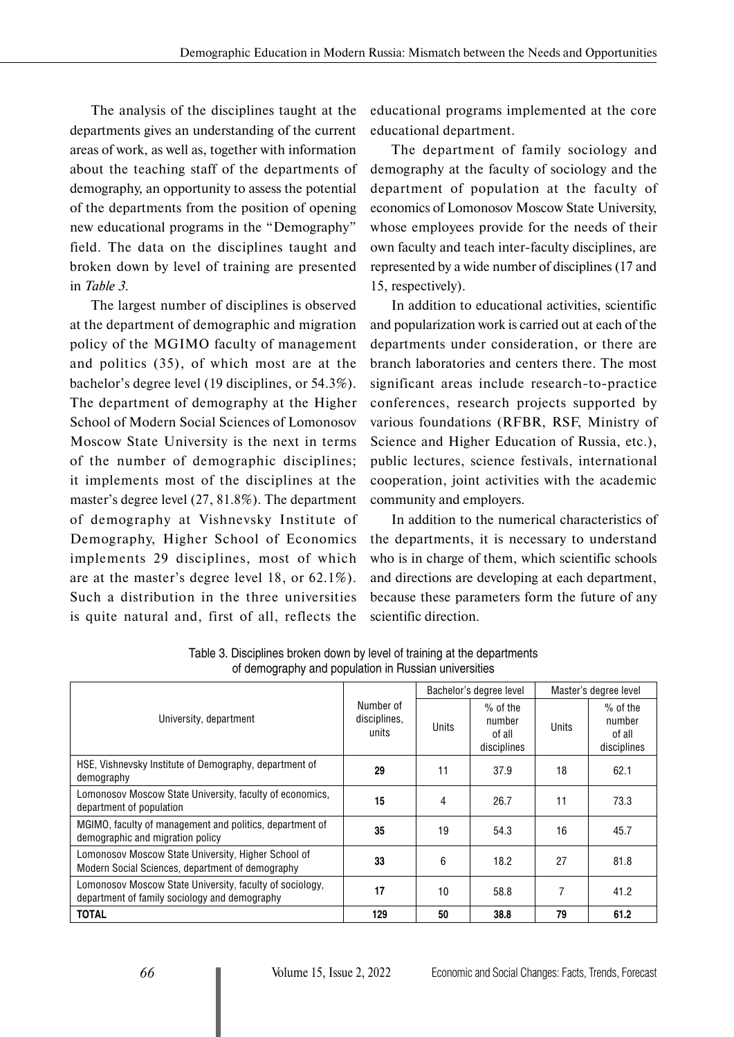The analysis of the disciplines taught at the departments gives an understanding of the current areas of work, as well as, together with information about the teaching staff of the departments of demography, an opportunity to assess the potential of the departments from the position of opening new educational programs in the "Demography" field. The data on the disciplines taught and broken down by level of training are presented in *Table 3*.

The largest number of disciplines is observed at the department of demographic and migration policy of the MGIMO faculty of management and politics (35), of which most are at the bachelor's degree level (19 disciplines, or 54.3%). The department of demography at the Higher School of Modern Social Sciences of Lomonosov Moscow State University is the next in terms of the number of demographic disciplines; it implements most of the disciplines at the master's degree level (27, 81.8%). The department of demography at Vishnevsky Institute of Demography, Higher School of Economics implements 29 disciplines, most of which are at the master's degree level 18, or 62.1%). Such a distribution in the three universities is quite natural and, first of all, reflects the educational programs implemented at the core educational department.

The department of family sociology and demography at the faculty of sociology and the department of population at the faculty of economics of Lomonosov Moscow State University, whose employees provide for the needs of their own faculty and teach inter-faculty disciplines, are represented by a wide number of disciplines (17 and 15, respectively).

In addition to educational activities, scientific and popularization work is carried out at each of the departments under consideration, or there are branch laboratories and centers there. The most significant areas include research-to-practice conferences, research projects supported by various foundations (RFBR, RSF, Ministry of Science and Higher Education of Russia, etc.), public lectures, science festivals, international cooperation, joint activities with the academic community and employers.

In addition to the numerical characteristics of the departments, it is necessary to understand who is in charge of them, which scientific schools and directions are developing at each department, because these parameters form the future of any scientific direction.

Table 3. Disciplines broken down by level of training at the departments of demography and population in Russian universities

| University, department | Number of disciplines, units | Bachelor's degree level | | Master's degree level | |
|---|---|---|---|---|---|
| | | Units | % of the number of all disciplines | Units | % of the number of all disciplines |
| HSE, Vishnevsky Institute of Demography, department of demography | **29** | 11 | 37.9 | 18 | 62.1 |
| Lomonosov Moscow State University, faculty of economics, department of population | **15** | 4 | 26.7 | 11 | 73.3 |
| MGIMO, faculty of management and politics, department of demographic and migration policy | **35** | 19 | 54.3 | 16 | 45.7 |
| Lomonosov Moscow State University, Higher School of Modern Social Sciences, department of demography | **33** | 6 | 18.2 | 27 | 81.8 |
| Lomonosov Moscow State University, faculty of sociology, department of family sociology and demography | **17** | 10 | 58.8 | 7 | 41.2 |
| **TOTAL** | **129** | **50** | **38.8** | **79** | **61.2** |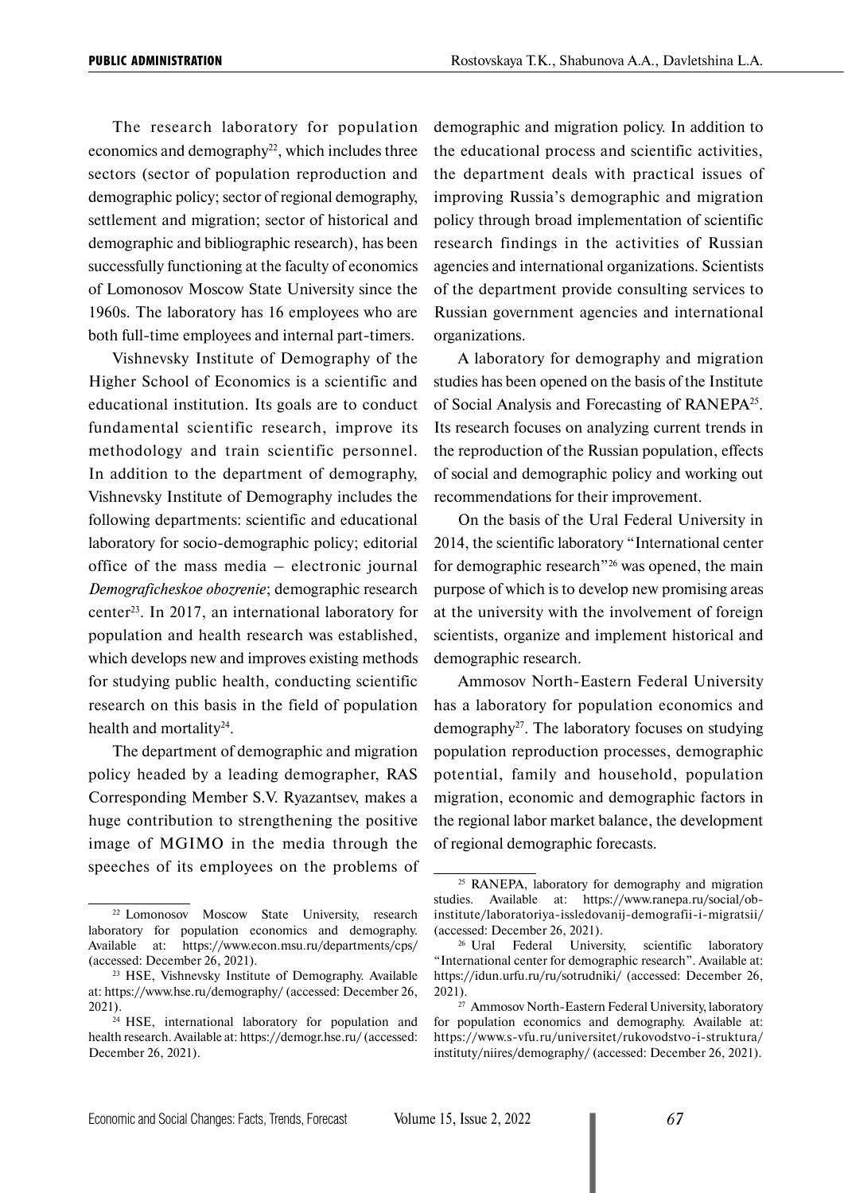The research laboratory for population economics and demography[22], which includes three sectors (sector of population reproduction and demographic policy; sector of regional demography, settlement and migration; sector of historical and demographic and bibliographic research), has been successfully functioning at the faculty of economics of Lomonosov Moscow State University since the 1960s. The laboratory has 16 employees who are both full-time employees and internal part-timers.

Vishnevsky Institute of Demography of the Higher School of Economics is a scientific and educational institution. Its goals are to conduct fundamental scientific research, improve its methodology and train scientific personnel. In addition to the department of demography, Vishnevsky Institute of Demography includes the following departments: scientific and educational laboratory for socio-demographic policy; editorial office of the mass media – electronic journal *Demograficheskoe obozrenie*; demographic research center[23]. In 2017, an international laboratory for population and health research was established, which develops new and improves existing methods for studying public health, conducting scientific research on this basis in the field of population health and mortality[24].

The department of demographic and migration policy headed by a leading demographer, RAS Corresponding Member S.V. Ryazantsev, makes a huge contribution to strengthening the positive image of MGIMO in the media through the speeches of its employees on the problems of demographic and migration policy. In addition to the educational process and scientific activities, the department deals with practical issues of improving Russia's demographic and migration policy through broad implementation of scientific research findings in the activities of Russian agencies and international organizations. Scientists of the department provide consulting services to Russian government agencies and international organizations.

A laboratory for demography and migration studies has been opened on the basis of the Institute of Social Analysis and Forecasting of RANEPA[25]. Its research focuses on analyzing current trends in the reproduction of the Russian population, effects of social and demographic policy and working out recommendations for their improvement.

On the basis of the Ural Federal University in 2014, the scientific laboratory "International center for demographic research"[26] was opened, the main purpose of which is to develop new promising areas at the university with the involvement of foreign scientists, organize and implement historical and demographic research.

Ammosov North-Eastern Federal University has a laboratory for population economics and demography[27]. The laboratory focuses on studying population reproduction processes, demographic potential, family and household, population migration, economic and demographic factors in the regional labor market balance, the development of regional demographic forecasts.

---

[22] Lomonosov Moscow State University, research laboratory for population economics and demography. Available at: https://www.econ.msu.ru/departments/cps/ (accessed: December 26, 2021).

[23] HSE, Vishnevsky Institute of Demography. Available at: https://www.hse.ru/demography/ (accessed: December 26, 2021).

[24] HSE, international laboratory for population and health research. Available at: https://demogr.hse.ru/ (accessed: December 26, 2021).

[25] RANEPA, laboratory for demography and migration studies. Available at: https://www.ranepa.ru/social/ob-institute/laboratoriya-issledovanij-demografii-i-migratsii/ (accessed: December 26, 2021).

[26] Ural Federal University, scientific laboratory "International center for demographic research". Available at: https://idun.urfu.ru/ru/sotrudniki/ (accessed: December 26, 2021).

[27] Ammosov North-Eastern Federal University, laboratory for population economics and demography. Available at: https://www.s-vfu.ru/universitet/rukovodstvo-i-struktura/instituty/niires/demography/ (accessed: December 26, 2021).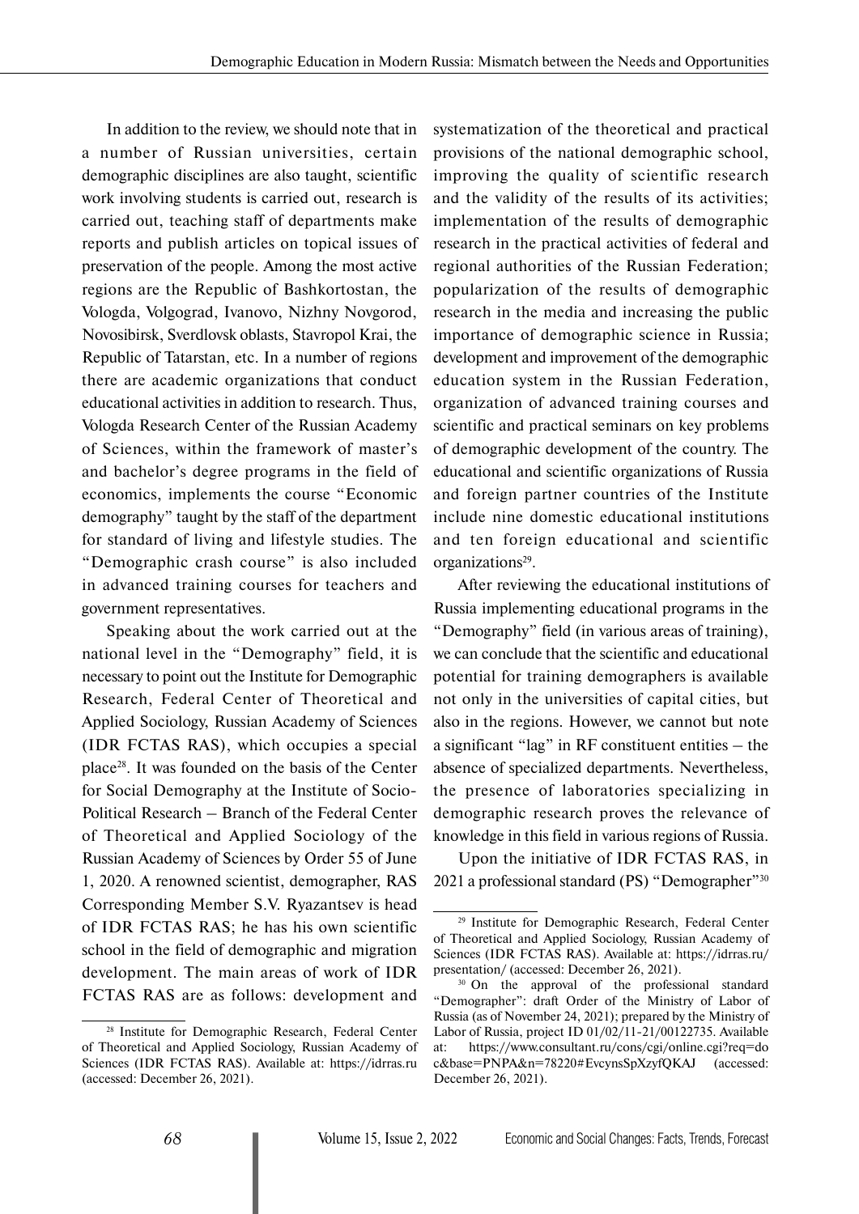In addition to the review, we should note that in a number of Russian universities, certain demographic disciplines are also taught, scientific work involving students is carried out, research is carried out, teaching staff of departments make reports and publish articles on topical issues of preservation of the people. Among the most active regions are the Republic of Bashkortostan, the Vologda, Volgograd, Ivanovo, Nizhny Novgorod, Novosibirsk, Sverdlovsk oblasts, Stavropol Krai, the Republic of Tatarstan, etc. In a number of regions there are academic organizations that conduct educational activities in addition to research. Thus, Vologda Research Center of the Russian Academy of Sciences, within the framework of master's and bachelor's degree programs in the field of economics, implements the course "Economic demography" taught by the staff of the department for standard of living and lifestyle studies. The "Demographic crash course" is also included in advanced training courses for teachers and government representatives.

Speaking about the work carried out at the national level in the "Demography" field, it is necessary to point out the Institute for Demographic Research, Federal Center of Theoretical and Applied Sociology, Russian Academy of Sciences (IDR FCTAS RAS), which occupies a special place[28]. It was founded on the basis of the Center for Social Demography at the Institute of Socio-Political Research – Branch of the Federal Center of Theoretical and Applied Sociology of the Russian Academy of Sciences by Order 55 of June 1, 2020. A renowned scientist, demographer, RAS Corresponding Member S.V. Ryazantsev is head of IDR FCTAS RAS; he has his own scientific school in the field of demographic and migration development. The main areas of work of IDR FCTAS RAS are as follows: development and systematization of the theoretical and practical provisions of the national demographic school, improving the quality of scientific research and the validity of the results of its activities; implementation of the results of demographic research in the practical activities of federal and regional authorities of the Russian Federation; popularization of the results of demographic research in the media and increasing the public importance of demographic science in Russia; development and improvement of the demographic education system in the Russian Federation, organization of advanced training courses and scientific and practical seminars on key problems of demographic development of the country. The educational and scientific organizations of Russia and foreign partner countries of the Institute include nine domestic educational institutions and ten foreign educational and scientific organizations[29].

After reviewing the educational institutions of Russia implementing educational programs in the "Demography" field (in various areas of training), we can conclude that the scientific and educational potential for training demographers is available not only in the universities of capital cities, but also in the regions. However, we cannot but note a significant "lag" in RF constituent entities – the absence of specialized departments. Nevertheless, the presence of laboratories specializing in demographic research proves the relevance of knowledge in this field in various regions of Russia.

Upon the initiative of IDR FCTAS RAS, in 2021 a professional standard (PS) "Demographer"[30]

---

[28] Institute for Demographic Research, Federal Center of Theoretical and Applied Sociology, Russian Academy of Sciences (IDR FCTAS RAS). Available at: https://idrras.ru (accessed: December 26, 2021).

[29] Institute for Demographic Research, Federal Center of Theoretical and Applied Sociology, Russian Academy of Sciences (IDR FCTAS RAS). Available at: https://idrras.ru/presentation/ (accessed: December 26, 2021).

[30] On the approval of the professional standard "Demographer": draft Order of the Ministry of Labor of Russia (as of November 24, 2021); prepared by the Ministry of Labor of Russia, project ID 01/02/11-21/00122735. Available at: https://www.consultant.ru/cons/cgi/online.cgi?req=doc&base=PNPA&n=78220#EvcynsSpXzyfQKAJ (accessed: December 26, 2021).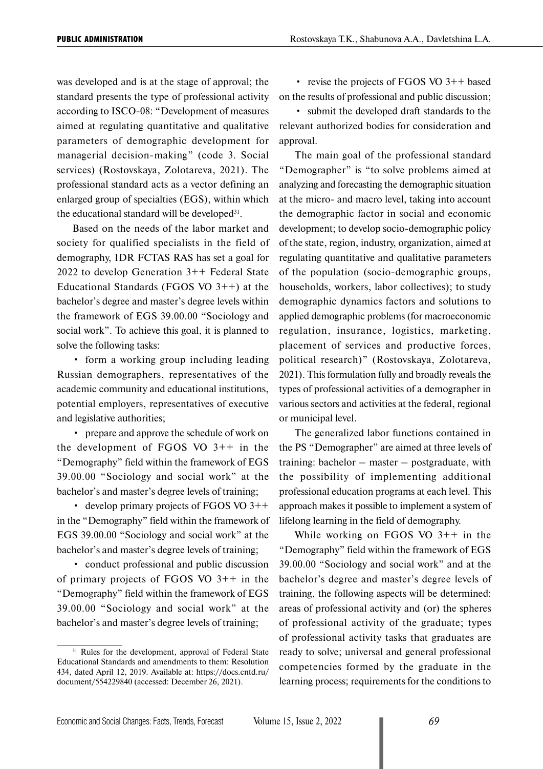was developed and is at the stage of approval; the standard presents the type of professional activity according to ISCO-08: "Development of measures aimed at regulating quantitative and qualitative parameters of demographic development for managerial decision-making" (code 3. Social services) (Rostovskaya, Zolotareva, 2021). The professional standard acts as a vector defining an enlarged group of specialties (EGS), within which the educational standard will be developed[31].

Based on the needs of the labor market and society for qualified specialists in the field of demography, IDR FCTAS RAS has set a goal for 2022 to develop Generation 3++ Federal State Educational Standards (FGOS VO 3++) at the bachelor's degree and master's degree levels within the framework of EGS 39.00.00 "Sociology and social work". To achieve this goal, it is planned to solve the following tasks:

- form a working group including leading Russian demographers, representatives of the academic community and educational institutions, potential employers, representatives of executive and legislative authorities;
- prepare and approve the schedule of work on the development of FGOS VO 3++ in the "Demography" field within the framework of EGS 39.00.00 "Sociology and social work" at the bachelor's and master's degree levels of training;
- develop primary projects of FGOS VO 3++ in the "Demography" field within the framework of EGS 39.00.00 "Sociology and social work" at the bachelor's and master's degree levels of training;
- conduct professional and public discussion of primary projects of FGOS VO 3++ in the "Demography" field within the framework of EGS 39.00.00 "Sociology and social work" at the bachelor's and master's degree levels of training;
- revise the projects of FGOS VO 3++ based on the results of professional and public discussion;
- submit the developed draft standards to the relevant authorized bodies for consideration and approval.

The main goal of the professional standard "Demographer" is "to solve problems aimed at analyzing and forecasting the demographic situation at the micro- and macro level, taking into account the demographic factor in social and economic development; to develop socio-demographic policy of the state, region, industry, organization, aimed at regulating quantitative and qualitative parameters of the population (socio-demographic groups, households, workers, labor collectives); to study demographic dynamics factors and solutions to applied demographic problems (for macroeconomic regulation, insurance, logistics, marketing, placement of services and productive forces, political research)" (Rostovskaya, Zolotareva, 2021). This formulation fully and broadly reveals the types of professional activities of a demographer in various sectors and activities at the federal, regional or municipal level.

The generalized labor functions contained in the PS "Demographer" are aimed at three levels of training: bachelor – master – postgraduate, with the possibility of implementing additional professional education programs at each level. This approach makes it possible to implement a system of lifelong learning in the field of demography.

While working on FGOS VO 3++ in the "Demography" field within the framework of EGS 39.00.00 "Sociology and social work" and at the bachelor's degree and master's degree levels of training, the following aspects will be determined: areas of professional activity and (or) the spheres of professional activity of the graduate; types of professional activity tasks that graduates are ready to solve; universal and general professional competencies formed by the graduate in the learning process; requirements for the conditions to

[31] Rules for the development, approval of Federal State Educational Standards and amendments to them: Resolution 434, dated April 12, 2019. Available at: https://docs.cntd.ru/document/554229840 (accessed: December 26, 2021).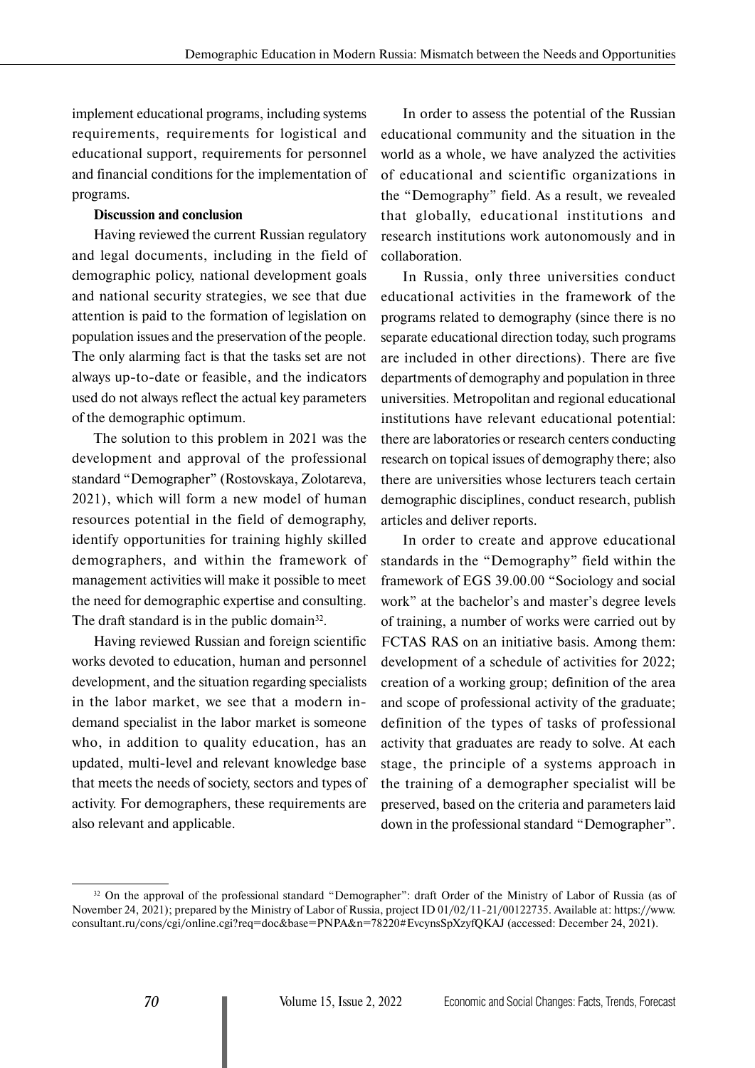implement educational programs, including systems requirements, requirements for logistical and educational support, requirements for personnel and financial conditions for the implementation of programs.

**Discussion and conclusion**

Having reviewed the current Russian regulatory and legal documents, including in the field of demographic policy, national development goals and national security strategies, we see that due attention is paid to the formation of legislation on population issues and the preservation of the people. The only alarming fact is that the tasks set are not always up-to-date or feasible, and the indicators used do not always reflect the actual key parameters of the demographic optimum.

The solution to this problem in 2021 was the development and approval of the professional standard "Demographer" (Rostovskaya, Zolotareva, 2021), which will form a new model of human resources potential in the field of demography, identify opportunities for training highly skilled demographers, and within the framework of management activities will make it possible to meet the need for demographic expertise and consulting. The draft standard is in the public domain[32].

Having reviewed Russian and foreign scientific works devoted to education, human and personnel development, and the situation regarding specialists in the labor market, we see that a modern in-demand specialist in the labor market is someone who, in addition to quality education, has an updated, multi-level and relevant knowledge base that meets the needs of society, sectors and types of activity. For demographers, these requirements are also relevant and applicable.

In order to assess the potential of the Russian educational community and the situation in the world as a whole, we have analyzed the activities of educational and scientific organizations in the "Demography" field. As a result, we revealed that globally, educational institutions and research institutions work autonomously and in collaboration.

In Russia, only three universities conduct educational activities in the framework of the programs related to demography (since there is no separate educational direction today, such programs are included in other directions). There are five departments of demography and population in three universities. Metropolitan and regional educational institutions have relevant educational potential: there are laboratories or research centers conducting research on topical issues of demography there; also there are universities whose lecturers teach certain demographic disciplines, conduct research, publish articles and deliver reports.

In order to create and approve educational standards in the "Demography" field within the framework of EGS 39.00.00 "Sociology and social work" at the bachelor's and master's degree levels of training, a number of works were carried out by FCTAS RAS on an initiative basis. Among them: development of a schedule of activities for 2022; creation of a working group; definition of the area and scope of professional activity of the graduate; definition of the types of tasks of professional activity that graduates are ready to solve. At each stage, the principle of a systems approach in the training of a demographer specialist will be preserved, based on the criteria and parameters laid down in the professional standard "Demographer".

---

[32] On the approval of the professional standard "Demographer": draft Order of the Ministry of Labor of Russia (as of November 24, 2021); prepared by the Ministry of Labor of Russia, project ID 01/02/11-21/00122735. Available at: https://www.consultant.ru/cons/cgi/online.cgi?req=doc&base=PNPA&n=78220#EvcynsSpXzyfQKAJ (accessed: December 24, 2021).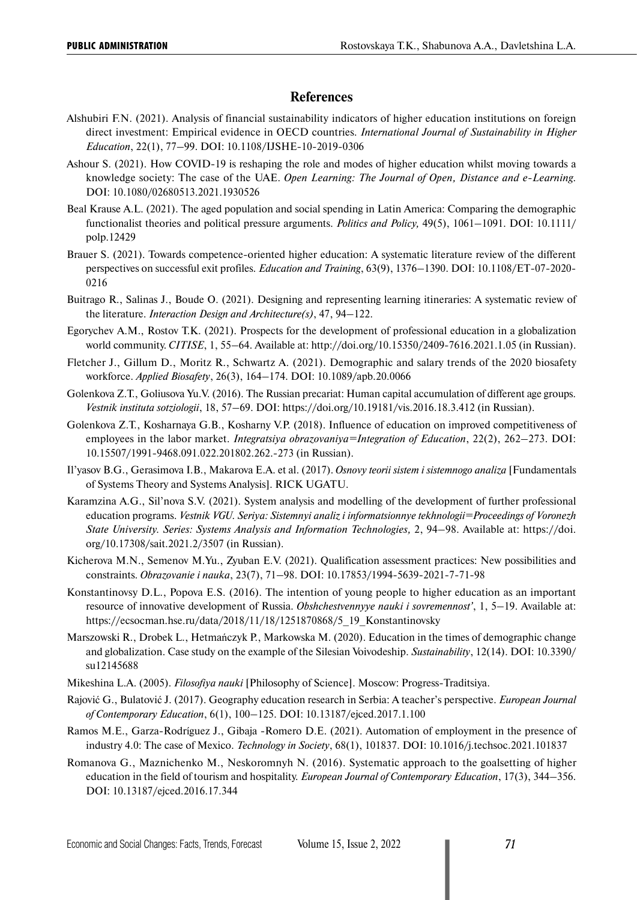## References

Alshubiri F.N. (2021). Analysis of financial sustainability indicators of higher education institutions on foreign direct investment: Empirical evidence in OECD countries. *International Journal of Sustainability in Higher Education*, 22(1), 77–99. DOI: 10.1108/IJSHE-10-2019-0306

Ashour S. (2021). How COVID-19 is reshaping the role and modes of higher education whilst moving towards a knowledge society: The case of the UAE. *Open Learning: The Journal of Open, Distance and e-Learning.* DOI: 10.1080/02680513.2021.1930526

Beal Krause A.L. (2021). The aged population and social spending in Latin America: Comparing the demographic functionalist theories and political pressure arguments. *Politics and Policy,* 49(5), 1061–1091. DOI: 10.1111/polp.12429

Brauer S. (2021). Towards competence-oriented higher education: A systematic literature review of the different perspectives on successful exit profiles. *Education and Training*, 63(9), 1376–1390. DOI: 10.1108/ET-07-2020-0216

Buitrago R., Salinas J., Boude O. (2021). Designing and representing learning itineraries: A systematic review of the literature. *Interaction Design and Architecture(s)*, 47, 94–122.

Egorychev A.M., Rostov T.K. (2021). Prospects for the development of professional education in a globalization world community. *CITISE*, 1, 55–64. Available at: http://doi.org/10.15350/2409-7616.2021.1.05 (in Russian).

Fletcher J., Gillum D., Moritz R., Schwartz A. (2021). Demographic and salary trends of the 2020 biosafety workforce. *Applied Biosafety*, 26(3), 164–174. DOI: 10.1089/apb.20.0066

Golenkova Z.T., Goliusova Yu.V. (2016). The Russian precariat: Human capital accumulation of different age groups. *Vestnik instituta sotziologii*, 18, 57–69. DOI: https://doi.org/10.19181/vis.2016.18.3.412 (in Russian).

Golenkova Z.T., Kosharnaya G.B., Kosharny V.P. (2018). Influence of education on improved competitiveness of employees in the labor market. *Integratsiya obrazovaniya=Integration of Education*, 22(2), 262–273. DOI: 10.15507/1991-9468.091.022.201802.262.-273 (in Russian).

Il'yasov B.G., Gerasimova I.B., Makarova E.A. et al. (2017). *Osnovy teorii sistem i sistemnogo analiza* [Fundamentals of Systems Theory and Systems Analysis]. RICK UGATU.

Karamzina A.G., Sil'nova S.V. (2021). System analysis and modelling of the development of further professional education programs. *Vestnik VGU. Seriya: Sistemnyi analiz i informatsionnye tekhnologii=Proceedings of Voronezh State University. Series: Systems Analysis and Information Technologies,* 2, 94–98. Available at: https://doi.org/10.17308/sait.2021.2/3507 (in Russian).

Kicherova M.N., Semenov M.Yu., Zyuban E.V. (2021). Qualification assessment practices: New possibilities and constraints. *Obrazovanie i nauka*, 23(7), 71–98. DOI: 10.17853/1994-5639-2021-7-71-98

Konstantinovsy D.L., Popova E.S. (2016). The intention of young people to higher education as an important resource of innovative development of Russia. *Obshchestvennyye nauki i sovremennost'*, 1, 5–19. Available at: https://ecsocman.hse.ru/data/2018/11/18/1251870868/5_19_Konstantinovsky

Marszowski R., Drobek L., Hetmańczyk P., Markowska M. (2020). Education in the times of demographic change and globalization. Case study on the example of the Silesian Voivodeship. *Sustainability*, 12(14). DOI: 10.3390/su12145688

Mikeshina L.A. (2005). *Filosofiya nauki* [Philosophy of Science]. Moscow: Progress-Traditsiya.

Rajović G., Bulatović J. (2017). Geography education research in Serbia: A teacher's perspective. *European Journal of Contemporary Education*, 6(1), 100–125. DOI: 10.13187/ejced.2017.1.100

Ramos M.E., Garza-Rodríguez J., Gibaja -Romero D.E. (2021). Automation of employment in the presence of industry 4.0: The case of Mexico. *Technology in Society*, 68(1), 101837. DOI: 10.1016/j.techsoc.2021.101837

Romanova G., Maznichenko M., Neskoromnyh N. (2016). Systematic approach to the goalsetting of higher education in the field of tourism and hospitality. *European Journal of Contemporary Education*, 17(3), 344–356. DOI: 10.13187/ejced.2016.17.344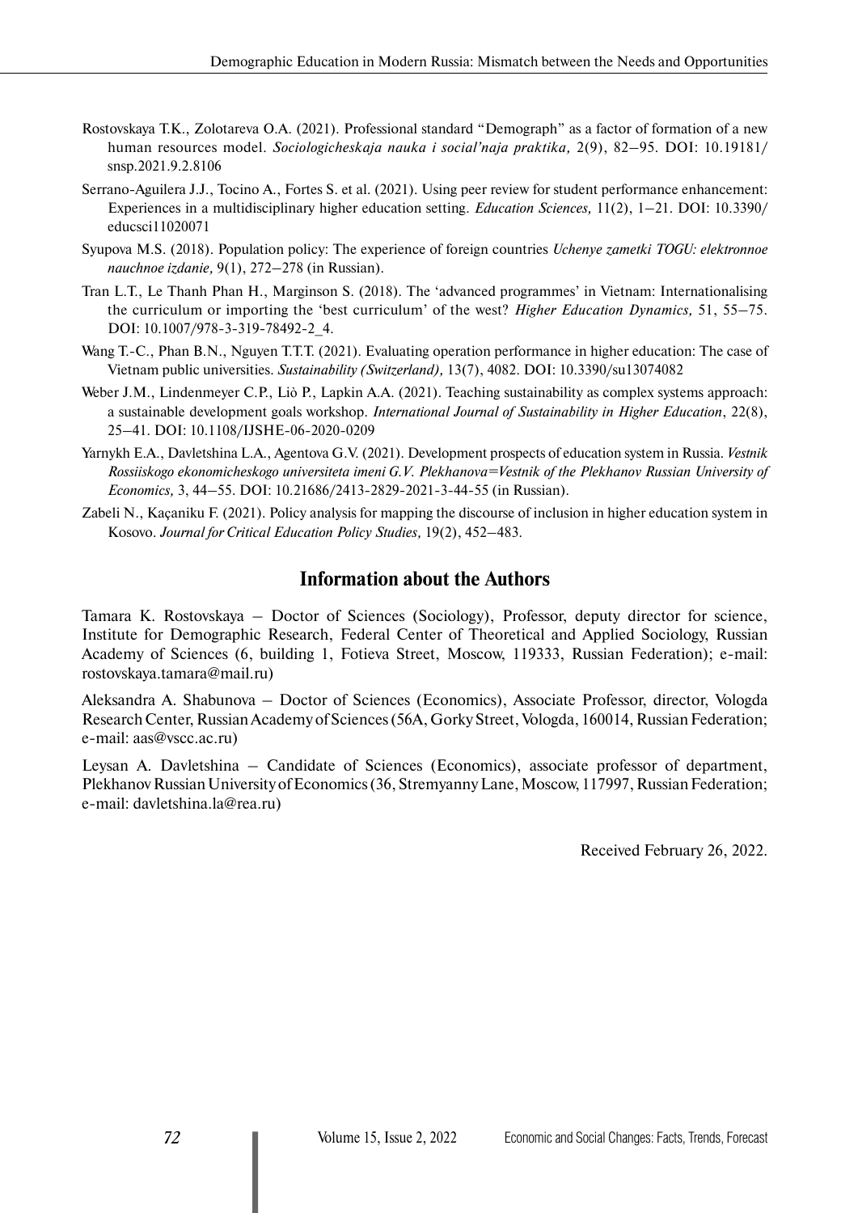Rostovskaya T.K., Zolotareva O.A. (2021). Professional standard "Demograph" as a factor of formation of a new human resources model. *Sociologicheskaja nauka i social'naja praktika,* 2(9), 82–95. DOI: 10.19181/snsp.2021.9.2.8106

Serrano-Aguilera J.J., Tocino A., Fortes S. et al. (2021). Using peer review for student performance enhancement: Experiences in a multidisciplinary higher education setting. *Education Sciences,* 11(2), 1–21. DOI: 10.3390/educsci11020071

Syupova M.S. (2018). Population policy: The experience of foreign countries *Uchenye zametki TOGU: elektronnoe nauchnoe izdanie,* 9(1), 272–278 (in Russian).

Tran L.T., Le Thanh Phan H., Marginson S. (2018). The 'advanced programmes' in Vietnam: Internationalising the curriculum or importing the 'best curriculum' of the west? *Higher Education Dynamics,* 51, 55–75. DOI: 10.1007/978-3-319-78492-2_4.

Wang T.-C., Phan B.N., Nguyen T.T.T. (2021). Evaluating operation performance in higher education: The case of Vietnam public universities. *Sustainability (Switzerland),* 13(7), 4082. DOI: 10.3390/su13074082

Weber J.M., Lindenmeyer C.P., Liò P., Lapkin A.A. (2021). Teaching sustainability as complex systems approach: a sustainable development goals workshop. *International Journal of Sustainability in Higher Education*, 22(8), 25–41. DOI: 10.1108/IJSHE-06-2020-0209

Yarnykh E.A., Davletshina L.A., Agentova G.V. (2021). Development prospects of education system in Russia. *Vestnik Rossiiskogo ekonomicheskogo universiteta imeni G.V. Plekhanova=Vestnik of the Plekhanov Russian University of Economics,* 3, 44–55. DOI: 10.21686/2413-2829-2021-3-44-55 (in Russian).

Zabeli N., Kaçaniku F. (2021). Policy analysis for mapping the discourse of inclusion in higher education system in Kosovo. *Journal for Critical Education Policy Studies,* 19(2), 452–483.

## Information about the Authors

Tamara K. Rostovskaya – Doctor of Sciences (Sociology), Professor, deputy director for science, Institute for Demographic Research, Federal Center of Theoretical and Applied Sociology, Russian Academy of Sciences (6, building 1, Fotieva Street, Moscow, 119333, Russian Federation); e-mail: rostovskaya.tamara@mail.ru)

Aleksandra A. Shabunova – Doctor of Sciences (Economics), Associate Professor, director, Vologda Research Center, Russian Academy of Sciences (56A, Gorky Street, Vologda, 160014, Russian Federation; e-mail: aas@vscc.ac.ru)

Leysan A. Davletshina – Candidate of Sciences (Economics), associate professor of department, Plekhanov Russian University of Economics (36, Stremyanny Lane, Moscow, 117997, Russian Federation; e-mail: davletshina.la@rea.ru)

Received February 26, 2022.